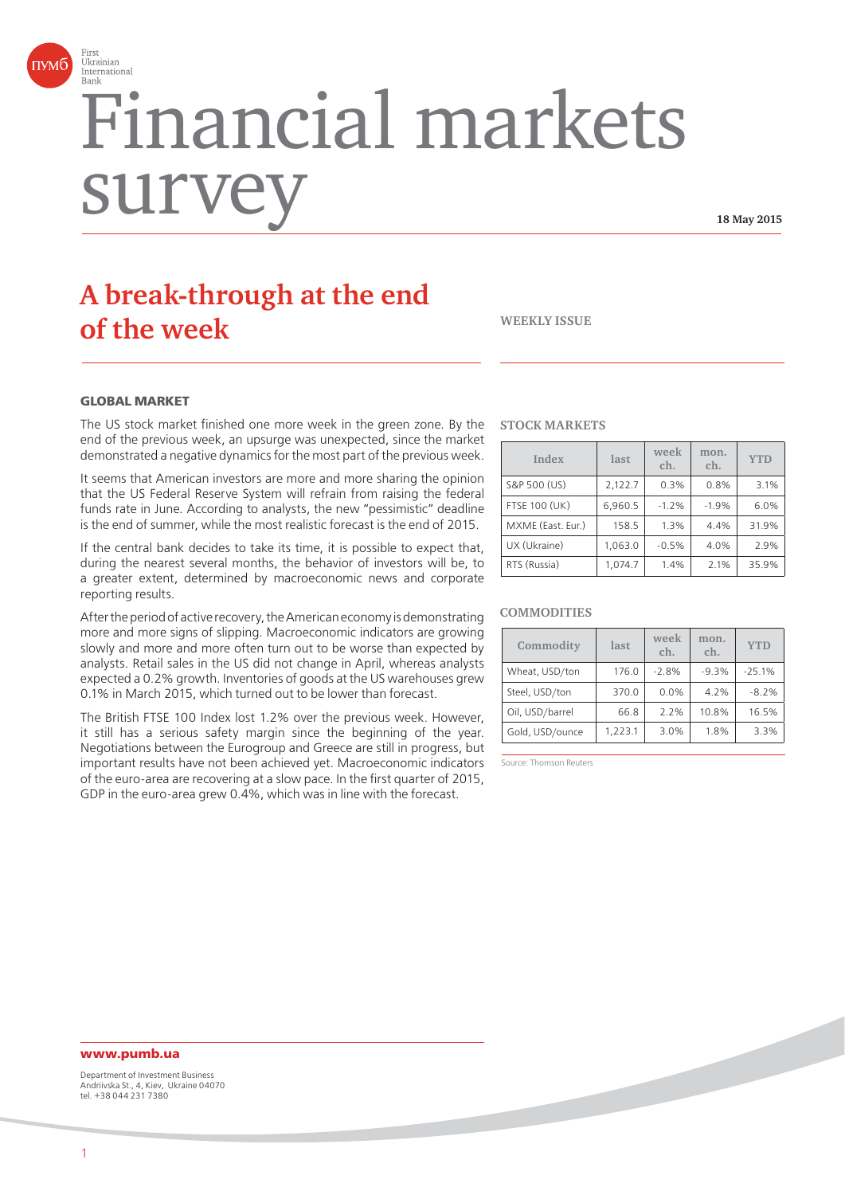# Financial markets survey

18 May 2015

## A break-through at the end of the week

WEEKLY ISSUE

### GLOBAL MARKET

The US stock market finished one more week in the green zone. By the end of the previous week, an upsurge was unexpected, since the market demonstrated a negative dynamics for the most part of the previous week.

It seems that American investors are more and more sharing the opinion that the US Federal Reserve System will refrain from raising the federal funds rate in June. According to analysts, the new "pessimistic" deadline is the end of summer, while the most realistic forecast is the end of 2015.

If the central bank decides to take its time, it is possible to expect that, during the nearest several months, the behavior of investors will be, to a greater extent, determined by macroeconomic news and corporate reporting results.

After the period of active recovery, the American economy is demonstrating more and more signs of slipping. Macroeconomic indicators are growing slowly and more and more often turn out to be worse than expected by analysts. Retail sales in the US did not change in April, whereas analysts expected a 0.2% growth. Inventories of goods at the US warehouses grew 0.1% in March 2015, which turned out to be lower than forecast.

The British FTSE 100 Index lost 1.2% over the previous week. However, it still has a serious safety margin since the beginning of the year. Negotiations between the Eurogroup and Greece are still in progress, but important results have not been achieved yet. Macroeconomic indicators of the euro-area are recovering at a slow pace. In the first quarter of 2015, GDP in the euro-area grew 0.4%, which was in line with the forecast.

**STOCK MARKETS**

| Index | last | week ch. | mon. ch. | YTD |
|---|---|---|---|---|
| S&P 500 (US) | 2,122.7 | 0.3% | 0.8% | 3.1% |
| FTSE 100 (UK) | 6,960.5 | -1.2% | -1.9% | 6.0% |
| MXME (East. Eur.) | 158.5 | 1.3% | 4.4% | 31.9% |
| UX (Ukraine) | 1,063.0 | -0.5% | 4.0% | 2.9% |
| RTS (Russia) | 1,074.7 | 1.4% | 2.1% | 35.9% |

**COMMODITIES**

| Commodity | last | week ch. | mon. ch. | YTD |
|---|---|---|---|---|
| Wheat, USD/ton | 176.0 | -2.8% | -9.3% | -25.1% |
| Steel, USD/ton | 370.0 | 0.0% | 4.2% | -8.2% |
| Oil, USD/barrel | 66.8 | 2.2% | 10.8% | 16.5% |
| Gold, USD/ounce | 1,223.1 | 3.0% | 1.8% | 3.3% |

Source: Thomson Reuters

**www.pumb.ua**

Department of Investment Business
Andriivska St., 4, Kiev, Ukraine 04070
tel. +38 044 231 7380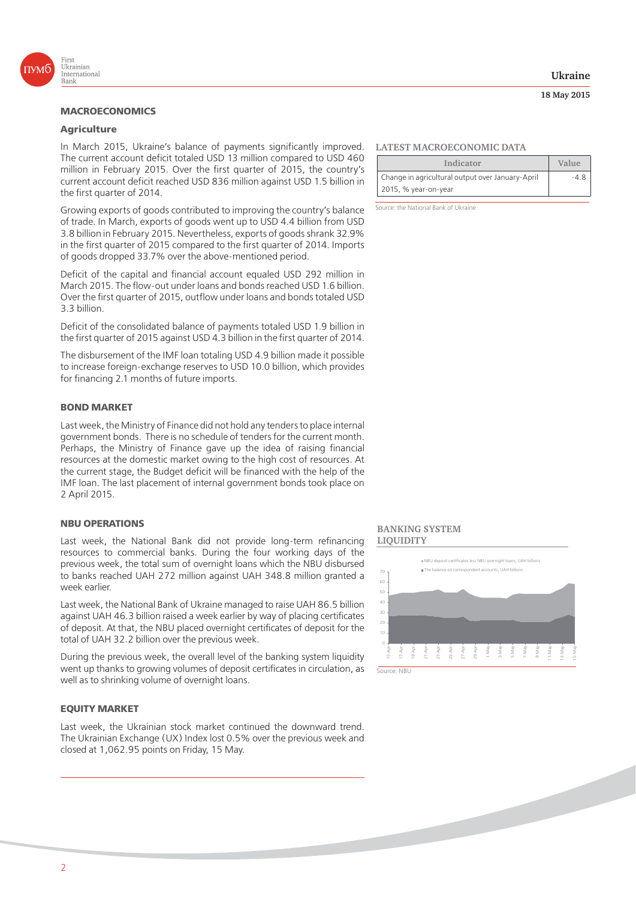## MACROECONOMICS

### Agriculture

In March 2015, Ukraine's balance of payments significantly improved. The current account deficit totaled USD 13 million compared to USD 460 million in February 2015. Over the first quarter of 2015, the country's current account deficit reached USD 836 million against USD 1.5 billion in the first quarter of 2014.

Growing exports of goods contributed to improving the country's balance of trade. In March, exports of goods went up to USD 4.4 billion from USD 3.8 billion in February 2015. Nevertheless, exports of goods shrank 32.9% in the first quarter of 2015 compared to the first quarter of 2014. Imports of goods dropped 33.7% over the above-mentioned period.

Deficit of the capital and financial account equaled USD 292 million in March 2015. The flow-out under loans and bonds reached USD 1.6 billion. Over the first quarter of 2015, outflow under loans and bonds totaled USD 3.3 billion.

Deficit of the consolidated balance of payments totaled USD 1.9 billion in the first quarter of 2015 against USD 4.3 billion in the first quarter of 2014.

The disbursement of the IMF loan totaling USD 4.9 billion made it possible to increase foreign-exchange reserves to USD 10.0 billion, which provides for financing 2.1 months of future imports.

**LATEST MACROECONOMIC DATA**

| Indicator | Value |
|---|---|
| Change in agricultural output over January-April 2015, % year-on-year | -4.8 |

Source: the National Bank of Ukraine

## BOND MARKET

Last week, the Ministry of Finance did not hold any tenders to place internal government bonds. There is no schedule of tenders for the current month. Perhaps, the Ministry of Finance gave up the idea of raising financial resources at the domestic market owing to the high cost of resources. At the current stage, the Budget deficit will be financed with the help of the IMF loan. The last placement of internal government bonds took place on 2 April 2015.

## NBU OPERATIONS

Last week, the National Bank did not provide long-term refinancing resources to commercial banks. During the four working days of the previous week, the total sum of overnight loans which the NBU disbursed to banks reached UAH 272 million against UAH 348.8 million granted a week earlier.

Last week, the National Bank of Ukraine managed to raise UAH 86.5 billion against UAH 46.3 billion raised a week earlier by way of placing certificates of deposit. At that, the NBU placed overnight certificates of deposit for the total of UAH 32.2 billion over the previous week.

During the previous week, the overall level of the banking system liquidity went up thanks to growing volumes of deposit certificates in circulation, as well as to shrinking volume of overnight loans.

**BANKING SYSTEM LIQUIDITY**

Source: NBU

## EQUITY MARKET

Last week, the Ukrainian stock market continued the downward trend. The Ukrainian Exchange (UX) Index lost 0.5% over the previous week and closed at 1,062.95 points on Friday, 15 May.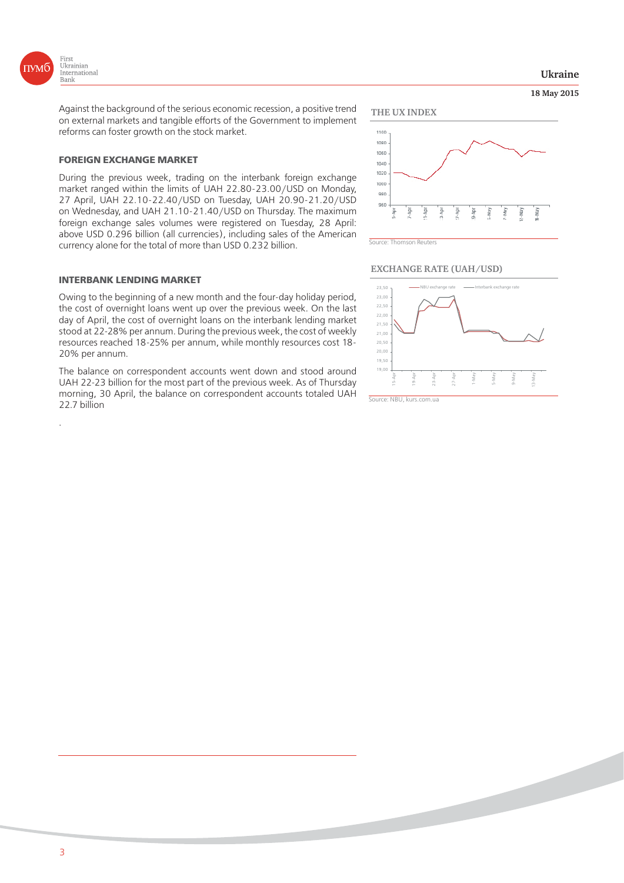Against the background of the serious economic recession, a positive trend on external markets and tangible efforts of the Government to implement reforms can foster growth on the stock market.

## FOREIGN EXCHANGE MARKET

During the previous week, trading on the interbank foreign exchange market ranged within the limits of UAH 22.80-23.00/USD on Monday, 27 April, UAH 22.10-22.40/USD on Tuesday, UAH 20.90-21.20/USD on Wednesday, and UAH 21.10-21.40/USD on Thursday. The maximum foreign exchange sales volumes were registered on Tuesday, 28 April: above USD 0.296 billion (all currencies), including sales of the American currency alone for the total of more than USD 0.232 billion.

## INTERBANK LENDING MARKET

Owing to the beginning of a new month and the four-day holiday period, the cost of overnight loans went up over the previous week. On the last day of April, the cost of overnight loans on the interbank lending market stood at 22-28% per annum. During the previous week, the cost of weekly resources reached 18-25% per annum, while monthly resources cost 18-20% per annum.

The balance on correspondent accounts went down and stood around UAH 22-23 billion for the most part of the previous week. As of Thursday morning, 30 April, the balance on correspondent accounts totaled UAH 22.7 billion

THE UX INDEX

Source: Thomson Reuters

EXCHANGE RATE (UAH/USD)

Source: NBU, kurs.com.ua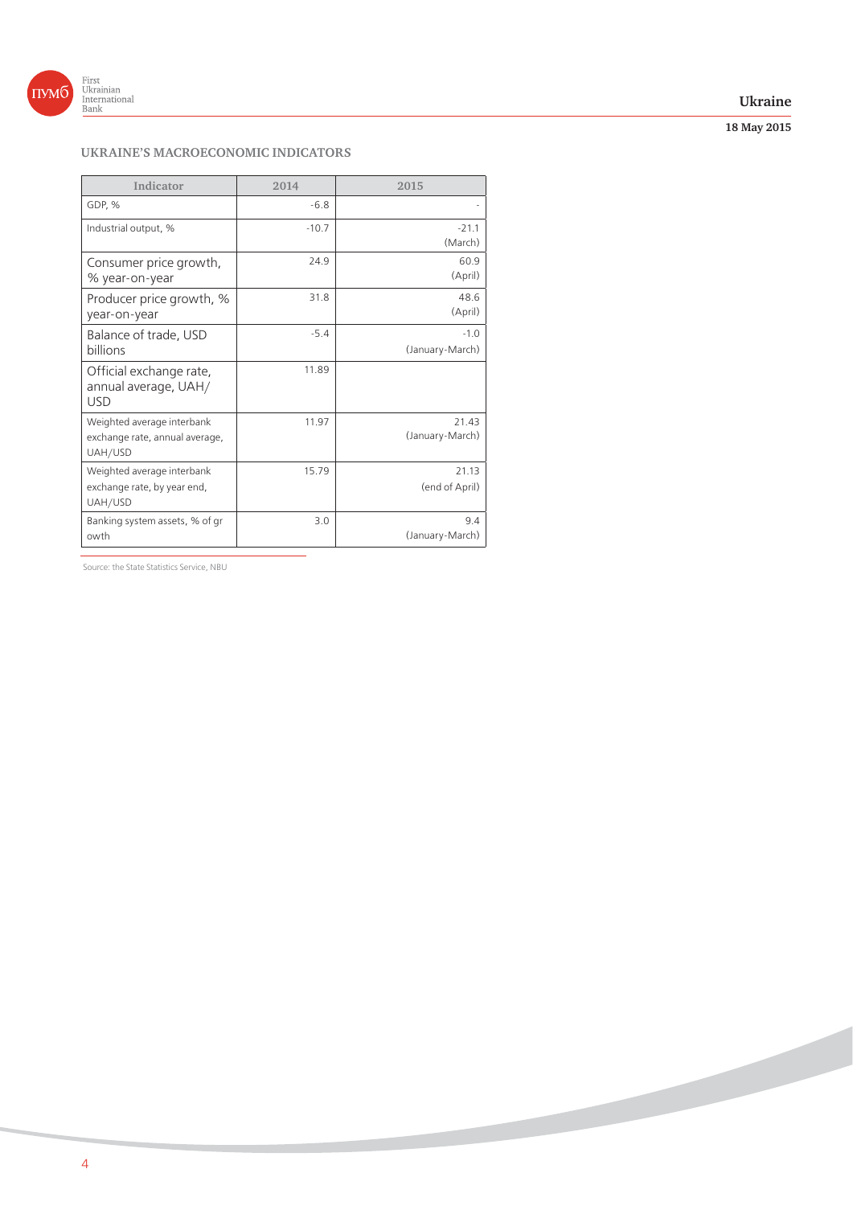## UKRAINE'S MACROECONOMIC INDICATORS

| Indicator | 2014 | 2015 |
|---|---|---|
| GDP, % | -6.8 | - |
| Industrial output, % | -10.7 | -21.1 (March) |
| Consumer price growth, % year-on-year | 24.9 | 60.9 (April) |
| Producer price growth, % year-on-year | 31.8 | 48.6 (April) |
| Balance of trade, USD billions | -5.4 | -1.0 (January-March) |
| Official exchange rate, annual average, UAH/USD | 11.89 | |
| Weighted average interbank exchange rate, annual average, UAH/USD | 11.97 | 21.43 (January-March) |
| Weighted average interbank exchange rate, by year end, UAH/USD | 15.79 | 21.13 (end of April) |
| Banking system assets, % of growth | 3.0 | 9.4 (January-March) |

Source: the State Statistics Service, NBU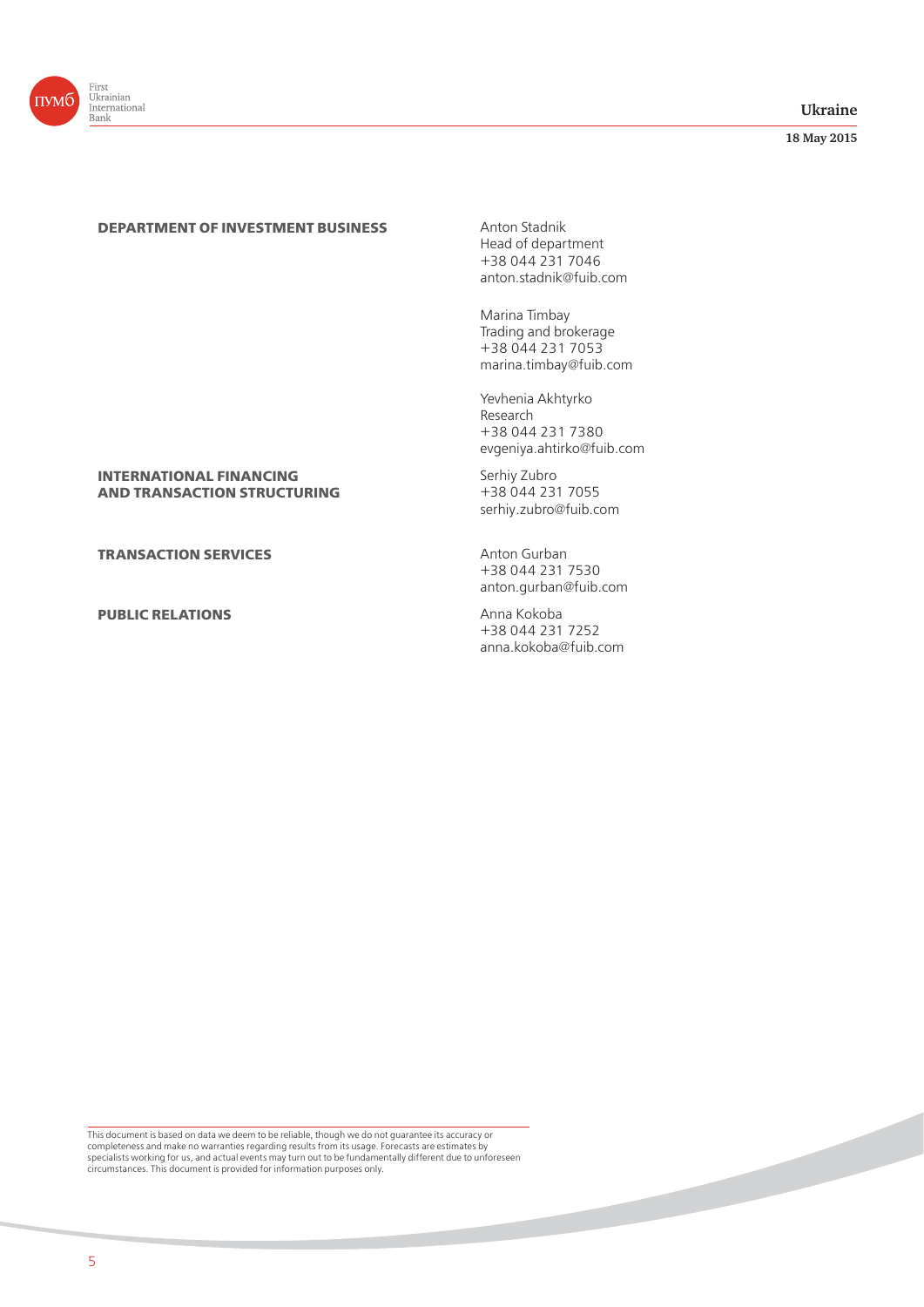**DEPARTMENT OF INVESTMENT BUSINESS**

Anton Stadnik
Head of department
+38 044 231 7046
anton.stadnik@fuib.com

Marina Timbay
Trading and brokerage
+38 044 231 7053
marina.timbay@fuib.com

Yevhenia Akhtyrko
Research
+38 044 231 7380
evgeniya.ahtirko@fuib.com

**INTERNATIONAL FINANCING AND TRANSACTION STRUCTURING**

Serhiy Zubro
+38 044 231 7055
serhiy.zubro@fuib.com

**TRANSACTION SERVICES**

Anton Gurban
+38 044 231 7530
anton.gurban@fuib.com

**PUBLIC RELATIONS**

Anna Kokoba
+38 044 231 7252
anna.kokoba@fuib.com

This document is based on data we deem to be reliable, though we do not guarantee its accuracy or completeness and make no warranties regarding results from its usage. Forecasts are estimates by specialists working for us, and actual events may turn out to be fundamentally different due to unforeseen circumstances. This document is provided for information purposes only.